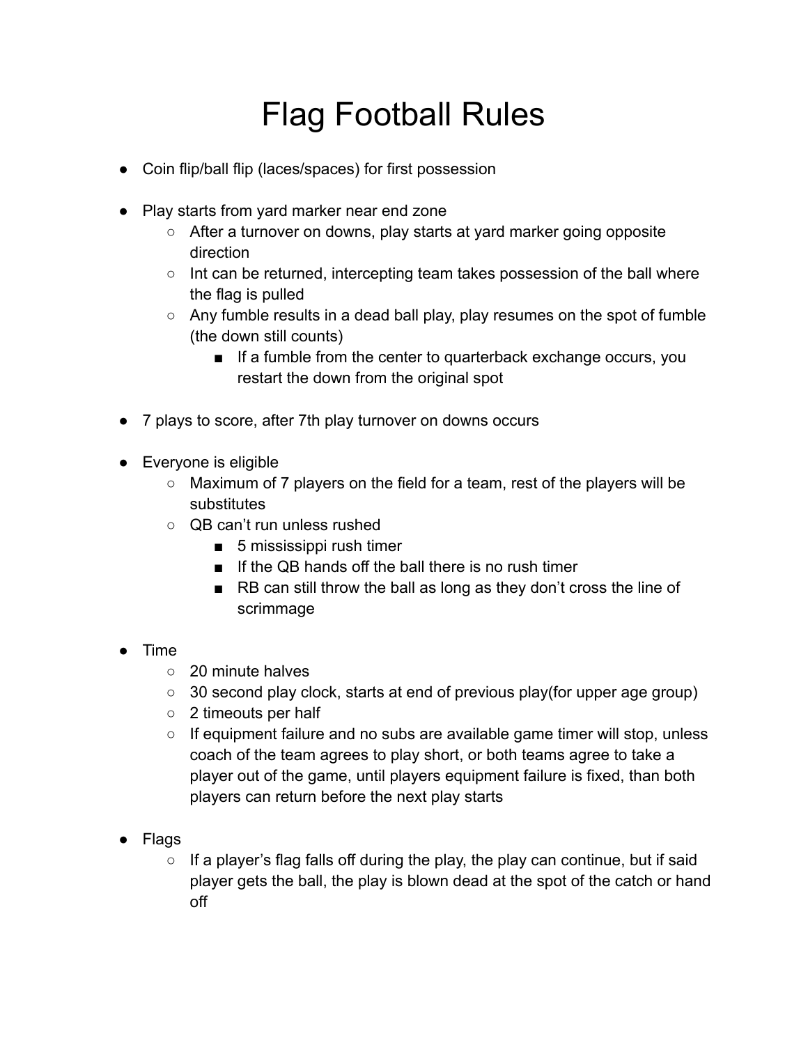# Flag Football Rules

- Coin flip/ball flip (laces/spaces) for first possession

- Play starts from yard marker near end zone
  - After a turnover on downs, play starts at yard marker going opposite direction
  - Int can be returned, intercepting team takes possession of the ball where the flag is pulled
  - Any fumble results in a dead ball play, play resumes on the spot of fumble (the down still counts)
    - If a fumble from the center to quarterback exchange occurs, you restart the down from the original spot

- 7 plays to score, after 7th play turnover on downs occurs

- Everyone is eligible
  - Maximum of 7 players on the field for a team, rest of the players will be substitutes
  - QB can't run unless rushed
    - 5 mississippi rush timer
    - If the QB hands off the ball there is no rush timer
    - RB can still throw the ball as long as they don't cross the line of scrimmage

- Time
  - 20 minute halves
  - 30 second play clock, starts at end of previous play(for upper age group)
  - 2 timeouts per half
  - If equipment failure and no subs are available game timer will stop, unless coach of the team agrees to play short, or both teams agree to take a player out of the game, until players equipment failure is fixed, than both players can return before the next play starts

- Flags
  - If a player's flag falls off during the play, the play can continue, but if said player gets the ball, the play is blown dead at the spot of the catch or hand off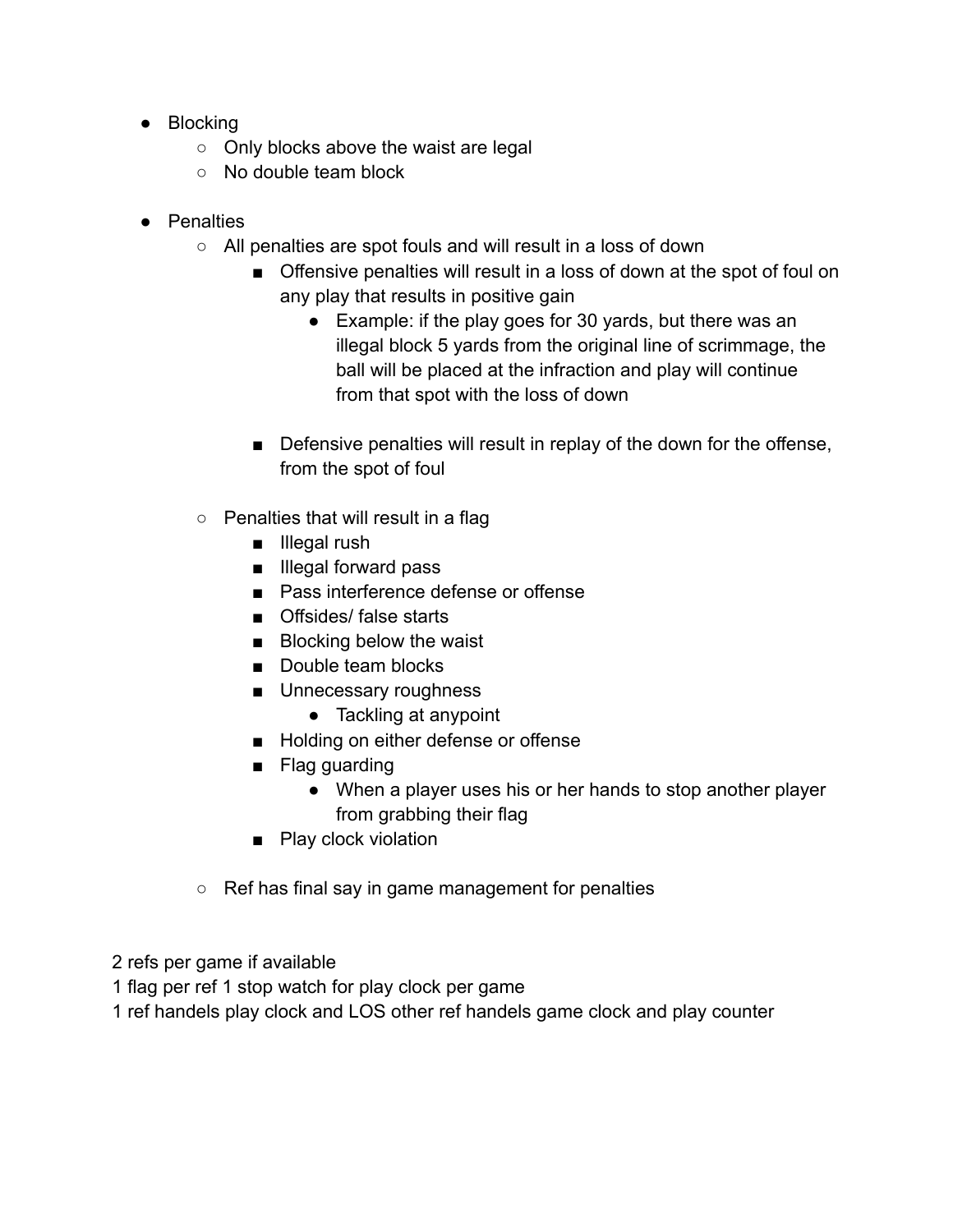- Blocking
  - Only blocks above the waist are legal
  - No double team block

- Penalties
  - All penalties are spot fouls and will result in a loss of down
    - Offensive penalties will result in a loss of down at the spot of foul on any play that results in positive gain
      - Example: if the play goes for 30 yards, but there was an illegal block 5 yards from the original line of scrimmage, the ball will be placed at the infraction and play will continue from that spot with the loss of down

    - Defensive penalties will result in replay of the down for the offense, from the spot of foul

  - Penalties that will result in a flag
    - Illegal rush
    - Illegal forward pass
    - Pass interference defense or offense
    - Offsides/ false starts
    - Blocking below the waist
    - Double team blocks
    - Unnecessary roughness
      - Tackling at anypoint
    - Holding on either defense or offense
    - Flag guarding
      - When a player uses his or her hands to stop another player from grabbing their flag
    - Play clock violation

  - Ref has final say in game management for penalties

2 refs per game if available
1 flag per ref 1 stop watch for play clock per game
1 ref handels play clock and LOS other ref handels game clock and play counter